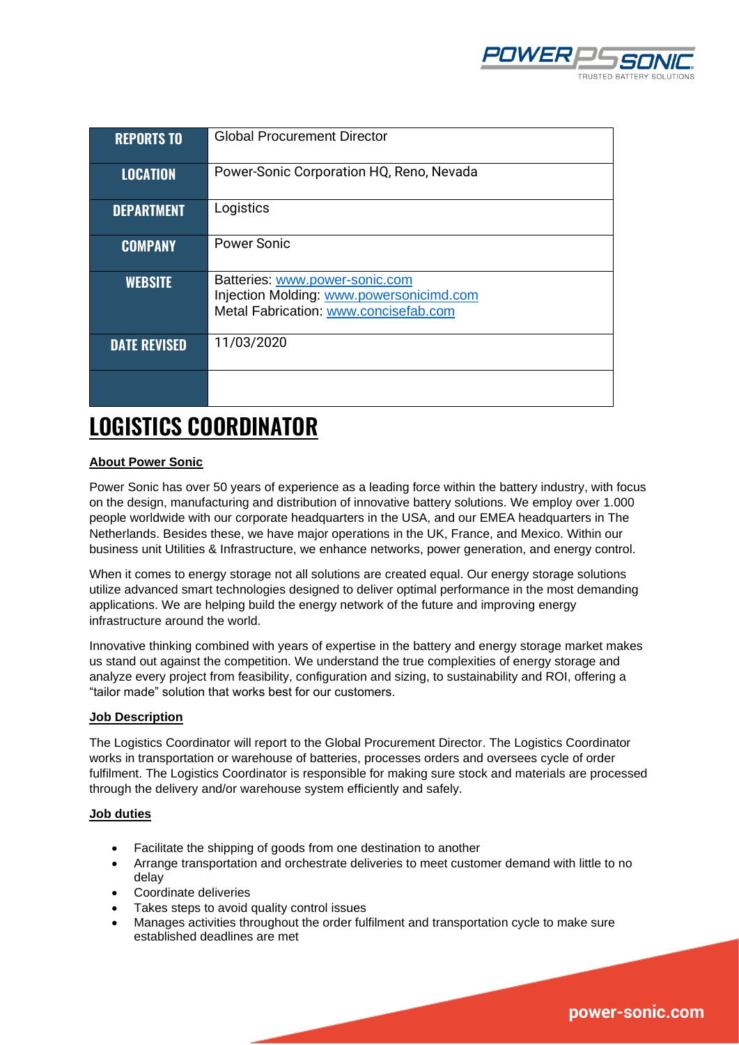| REPORTS TO | Global Procurement Director |
| --- | --- |
| LOCATION | Power-Sonic Corporation HQ, Reno, Nevada |
| DEPARTMENT | Logistics |
| COMPANY | Power Sonic |
| WEBSITE | Batteries: www.power-sonic.com<br>Injection Molding: www.powersonicimd.com<br>Metal Fabrication: www.concisefab.com |
| DATE REVISED | 11/03/2020 |
| | |

# LOGISTICS COORDINATOR

**About Power Sonic**

Power Sonic has over 50 years of experience as a leading force within the battery industry, with focus on the design, manufacturing and distribution of innovative battery solutions. We employ over 1.000 people worldwide with our corporate headquarters in the USA, and our EMEA headquarters in The Netherlands. Besides these, we have major operations in the UK, France, and Mexico. Within our business unit Utilities & Infrastructure, we enhance networks, power generation, and energy control.

When it comes to energy storage not all solutions are created equal. Our energy storage solutions utilize advanced smart technologies designed to deliver optimal performance in the most demanding applications. We are helping build the energy network of the future and improving energy infrastructure around the world.

Innovative thinking combined with years of expertise in the battery and energy storage market makes us stand out against the competition. We understand the true complexities of energy storage and analyze every project from feasibility, configuration and sizing, to sustainability and ROI, offering a "tailor made" solution that works best for our customers.

**Job Description**

The Logistics Coordinator will report to the Global Procurement Director. The Logistics Coordinator works in transportation or warehouse of batteries, processes orders and oversees cycle of order fulfilment. The Logistics Coordinator is responsible for making sure stock and materials are processed through the delivery and/or warehouse system efficiently and safely.

**Job duties**

- Facilitate the shipping of goods from one destination to another
- Arrange transportation and orchestrate deliveries to meet customer demand with little to no delay
- Coordinate deliveries
- Takes steps to avoid quality control issues
- Manages activities throughout the order fulfilment and transportation cycle to make sure established deadlines are met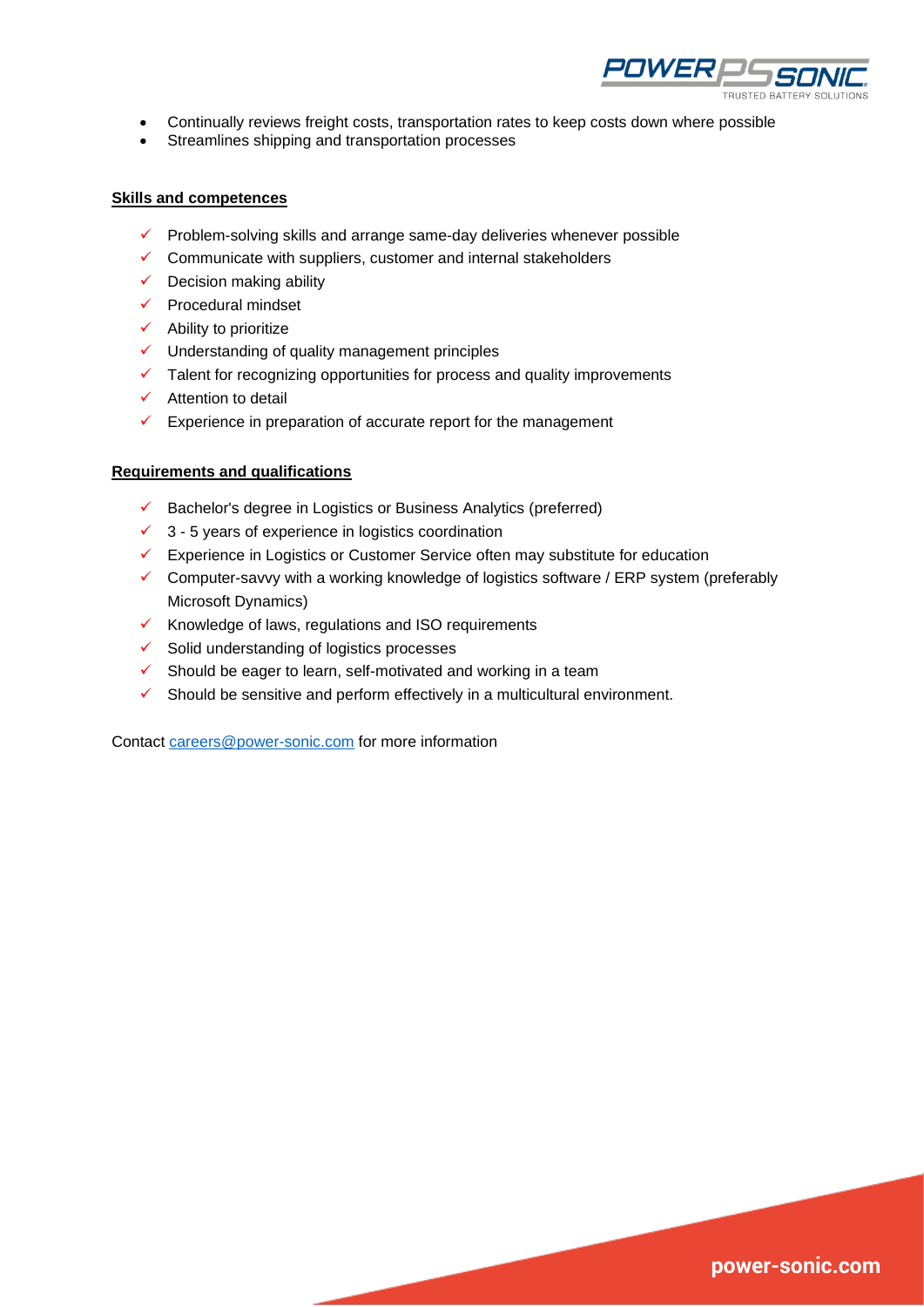- Continually reviews freight costs, transportation rates to keep costs down where possible
- Streamlines shipping and transportation processes

**Skills and competences**

- ✓ Problem-solving skills and arrange same-day deliveries whenever possible
- ✓ Communicate with suppliers, customer and internal stakeholders
- ✓ Decision making ability
- ✓ Procedural mindset
- ✓ Ability to prioritize
- ✓ Understanding of quality management principles
- ✓ Talent for recognizing opportunities for process and quality improvements
- ✓ Attention to detail
- ✓ Experience in preparation of accurate report for the management

**Requirements and qualifications**

- ✓ Bachelor's degree in Logistics or Business Analytics (preferred)
- ✓ 3 - 5 years of experience in logistics coordination
- ✓ Experience in Logistics or Customer Service often may substitute for education
- ✓ Computer-savvy with a working knowledge of logistics software / ERP system (preferably Microsoft Dynamics)
- ✓ Knowledge of laws, regulations and ISO requirements
- ✓ Solid understanding of logistics processes
- ✓ Should be eager to learn, self-motivated and working in a team
- ✓ Should be sensitive and perform effectively in a multicultural environment.

Contact careers@power-sonic.com for more information